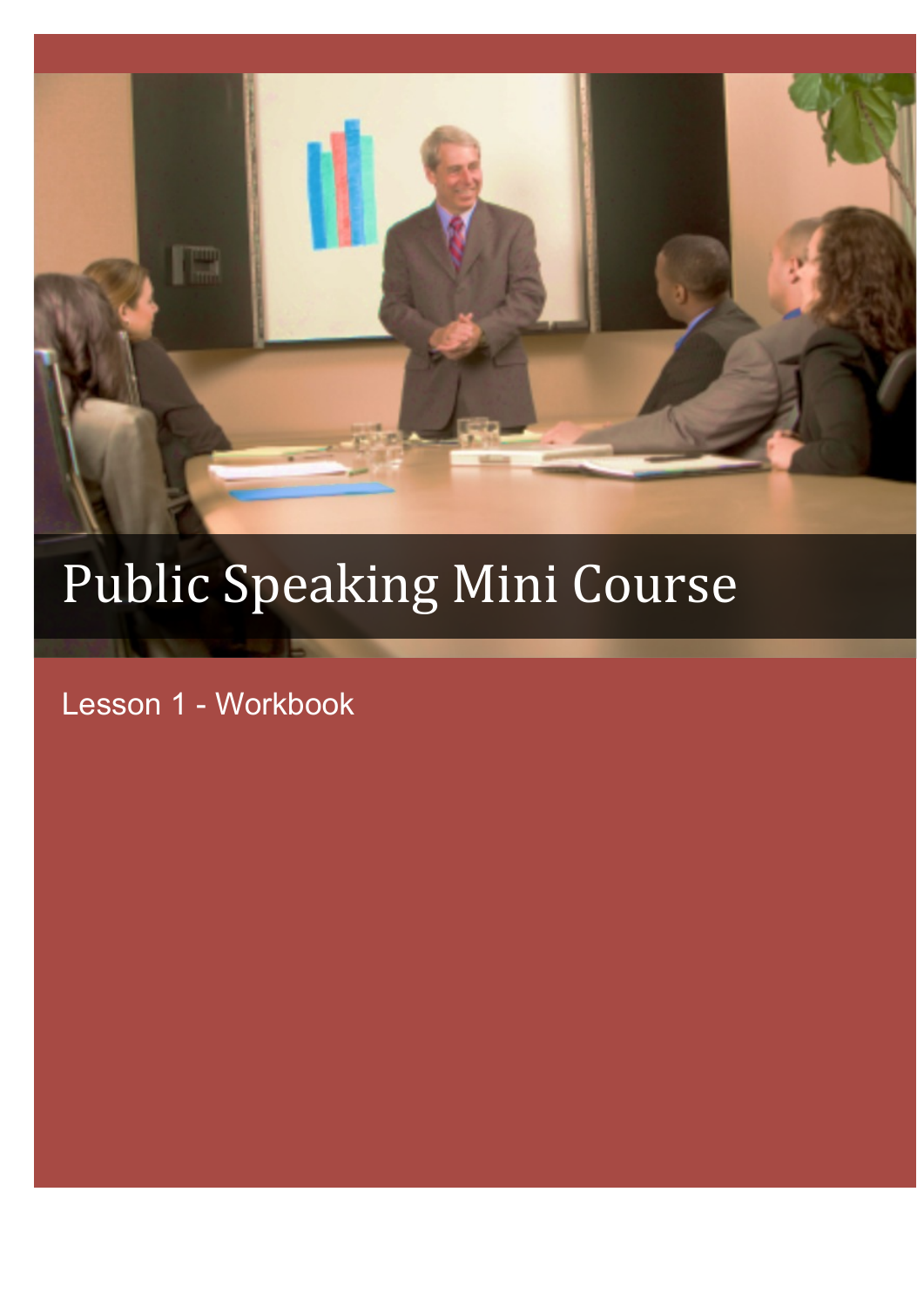# Public Speaking Mini Course

Lesson 1 - Workbook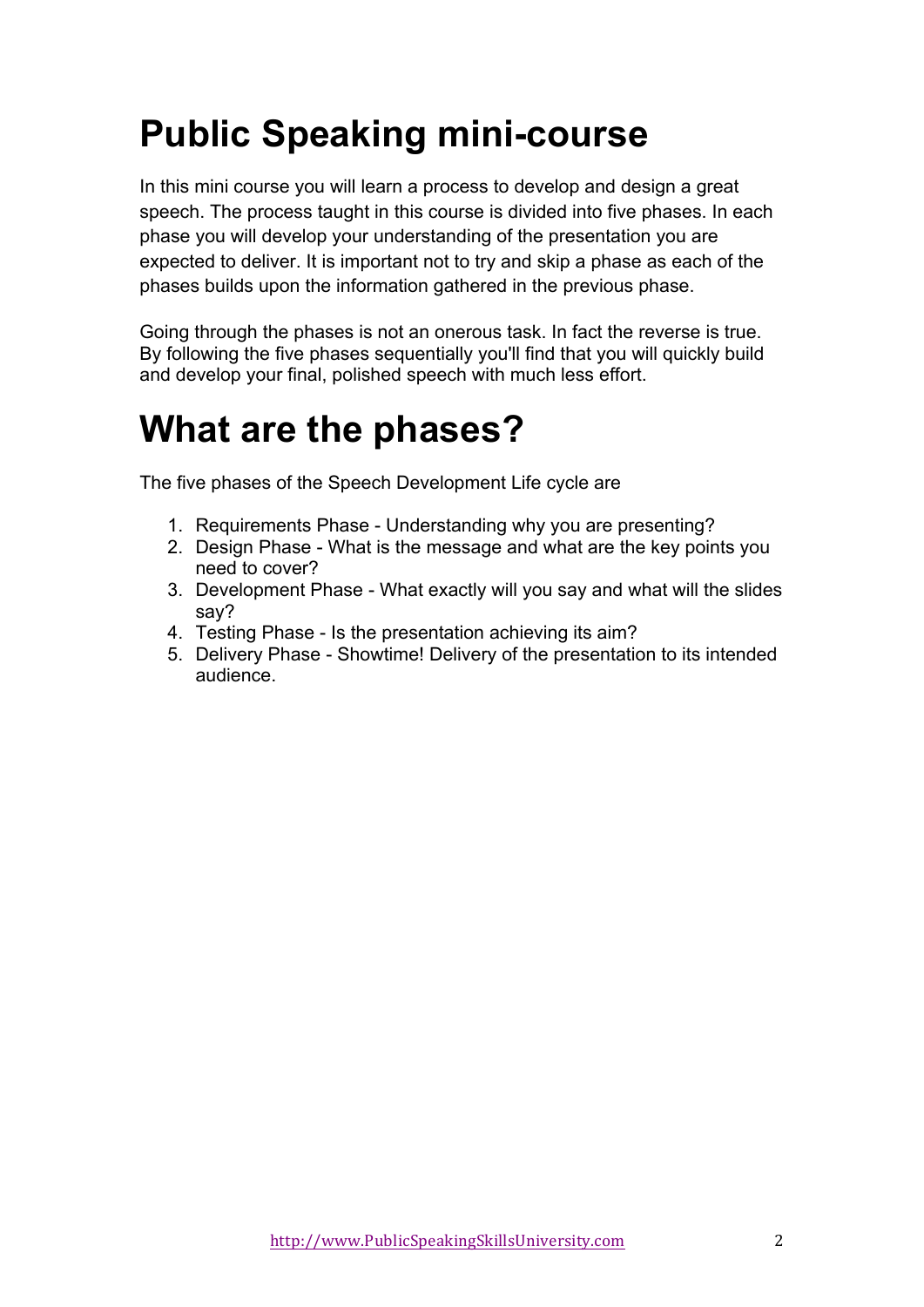# Public Speaking mini-course

In this mini course you will learn a process to develop and design a great speech. The process taught in this course is divided into five phases. In each phase you will develop your understanding of the presentation you are expected to deliver. It is important not to try and skip a phase as each of the phases builds upon the information gathered in the previous phase.

Going through the phases is not an onerous task. In fact the reverse is true. By following the five phases sequentially you'll find that you will quickly build and develop your final, polished speech with much less effort.

# What are the phases?

The five phases of the Speech Development Life cycle are

1. Requirements Phase - Understanding why you are presenting?
2. Design Phase - What is the message and what are the key points you need to cover?
3. Development Phase - What exactly will you say and what will the slides say?
4. Testing Phase - Is the presentation achieving its aim?
5. Delivery Phase - Showtime! Delivery of the presentation to its intended audience.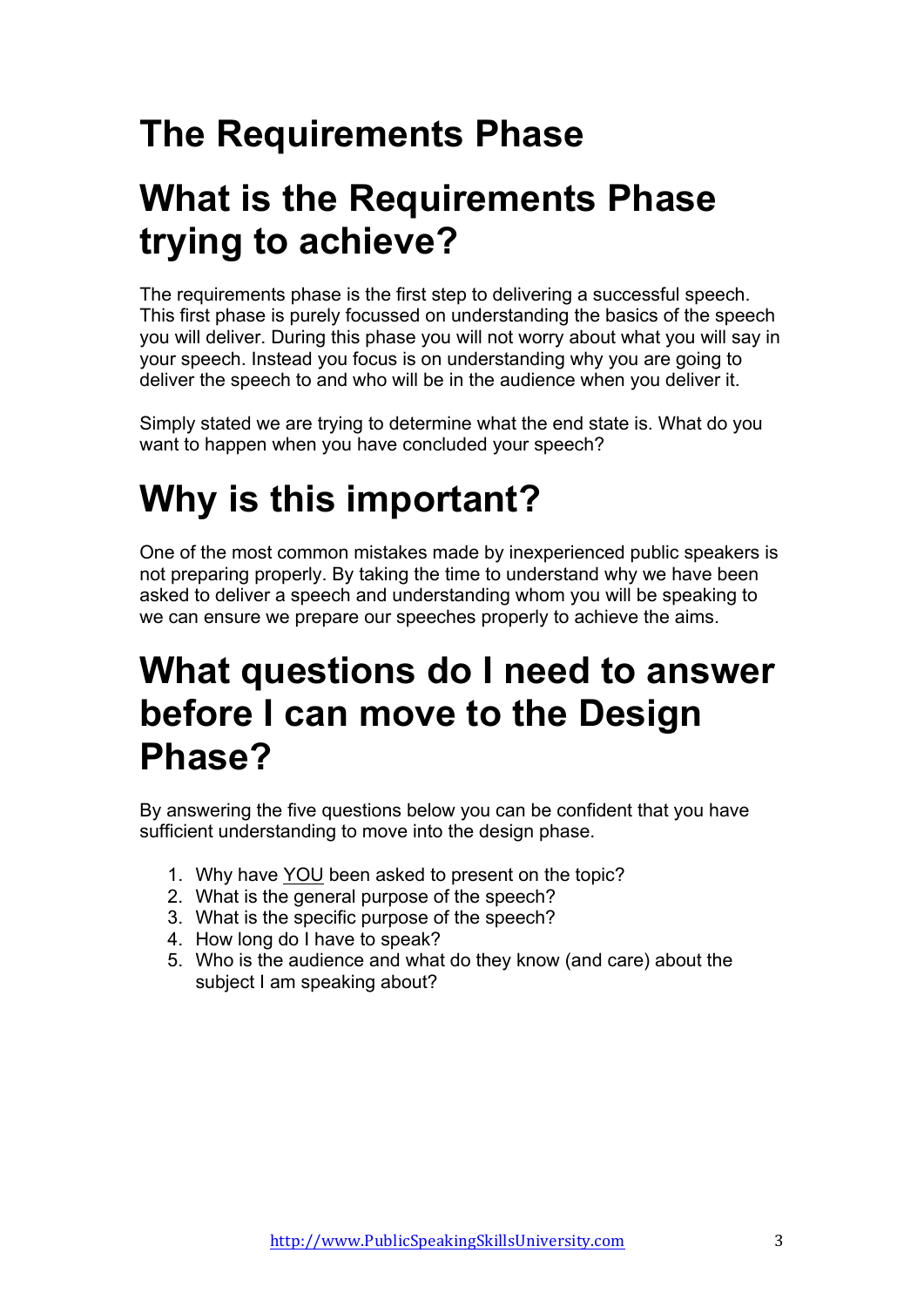# The Requirements Phase

# What is the Requirements Phase trying to achieve?

The requirements phase is the first step to delivering a successful speech. This first phase is purely focussed on understanding the basics of the speech you will deliver. During this phase you will not worry about what you will say in your speech. Instead you focus is on understanding why you are going to deliver the speech to and who will be in the audience when you deliver it.

Simply stated we are trying to determine what the end state is. What do you want to happen when you have concluded your speech?

# Why is this important?

One of the most common mistakes made by inexperienced public speakers is not preparing properly. By taking the time to understand why we have been asked to deliver a speech and understanding whom you will be speaking to we can ensure we prepare our speeches properly to achieve the aims.

# What questions do I need to answer before I can move to the Design Phase?

By answering the five questions below you can be confident that you have sufficient understanding to move into the design phase.

1. Why have <u>YOU</u> been asked to present on the topic?
2. What is the general purpose of the speech?
3. What is the specific purpose of the speech?
4. How long do I have to speak?
5. Who is the audience and what do they know (and care) about the subject I am speaking about?